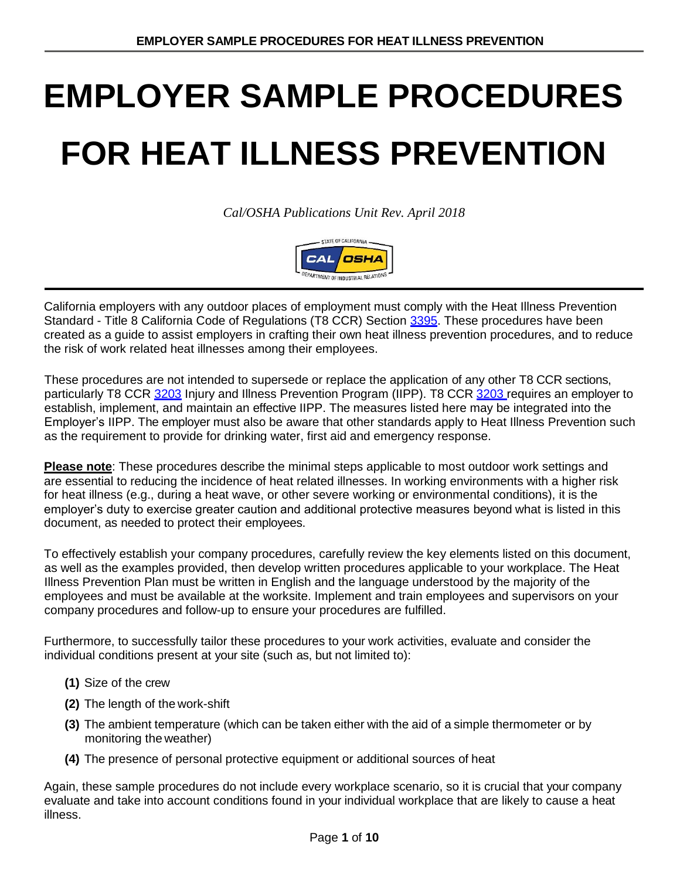# EMPLOYER SAMPLE PROCEDURES FOR HEAT ILLNESS PREVENTION

*Cal/OSHA Publications Unit Rev. April 2018*

California employers with any outdoor places of employment must comply with the Heat Illness Prevention Standard - Title 8 California Code of Regulations (T8 CCR) Section [3395](). These procedures have been created as a guide to assist employers in crafting their own heat illness prevention procedures, and to reduce the risk of work related heat illnesses among their employees.

These procedures are not intended to supersede or replace the application of any other T8 CCR sections, particularly T8 CCR [3203]() Injury and Illness Prevention Program (IIPP). T8 CCR [3203]() requires an employer to establish, implement, and maintain an effective IIPP. The measures listed here may be integrated into the Employer's IIPP. The employer must also be aware that other standards apply to Heat Illness Prevention such as the requirement to provide for drinking water, first aid and emergency response.

**Please note**: These procedures describe the minimal steps applicable to most outdoor work settings and are essential to reducing the incidence of heat related illnesses. In working environments with a higher risk for heat illness (e.g., during a heat wave, or other severe working or environmental conditions), it is the employer's duty to exercise greater caution and additional protective measures beyond what is listed in this document, as needed to protect their employees.

To effectively establish your company procedures, carefully review the key elements listed on this document, as well as the examples provided, then develop written procedures applicable to your workplace. The Heat Illness Prevention Plan must be written in English and the language understood by the majority of the employees and must be available at the worksite. Implement and train employees and supervisors on your company procedures and follow-up to ensure your procedures are fulfilled.

Furthermore, to successfully tailor these procedures to your work activities, evaluate and consider the individual conditions present at your site (such as, but not limited to):

- **(1)** Size of the crew
- **(2)** The length of the work-shift
- **(3)** The ambient temperature (which can be taken either with the aid of a simple thermometer or by monitoring the weather)
- **(4)** The presence of personal protective equipment or additional sources of heat

Again, these sample procedures do not include every workplace scenario, so it is crucial that your company evaluate and take into account conditions found in your individual workplace that are likely to cause a heat illness.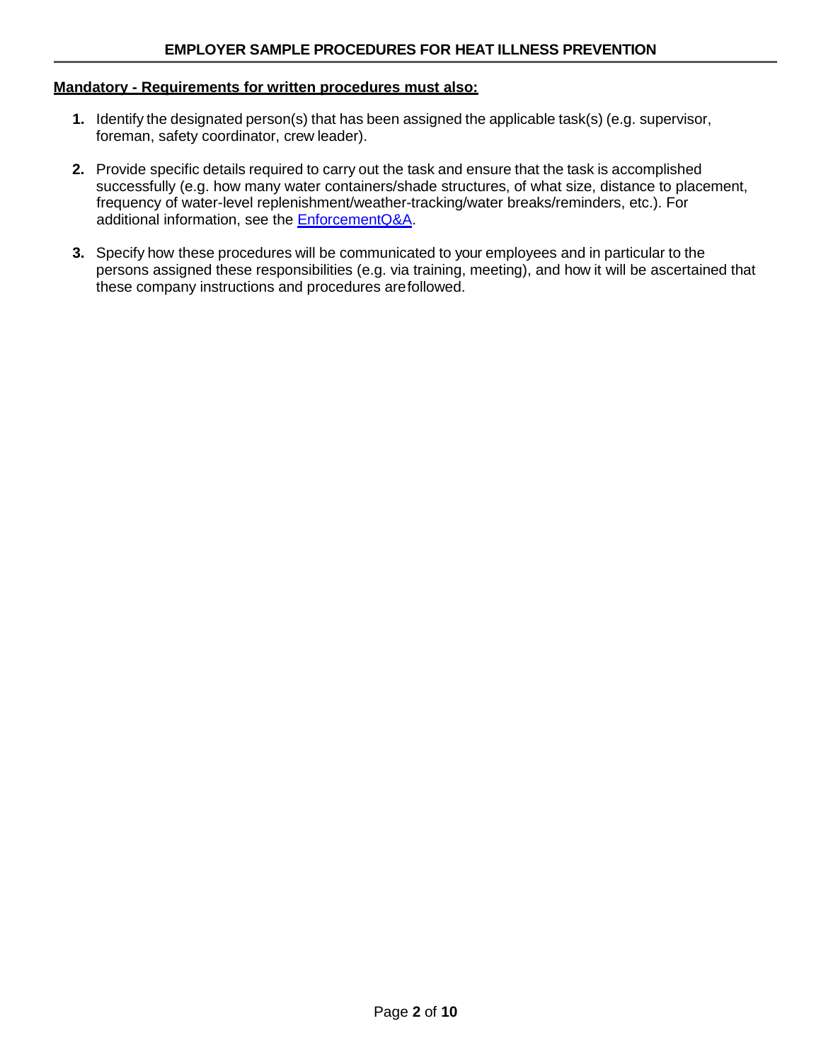**Mandatory - Requirements for written procedures must also:**

1. Identify the designated person(s) that has been assigned the applicable task(s) (e.g. supervisor, foreman, safety coordinator, crew leader).
2. Provide specific details required to carry out the task and ensure that the task is accomplished successfully (e.g. how many water containers/shade structures, of what size, distance to placement, frequency of water-level replenishment/weather-tracking/water breaks/reminders, etc.). For additional information, see the EnforcementQ&A.
3. Specify how these procedures will be communicated to your employees and in particular to the persons assigned these responsibilities (e.g. via training, meeting), and how it will be ascertained that these company instructions and procedures are followed.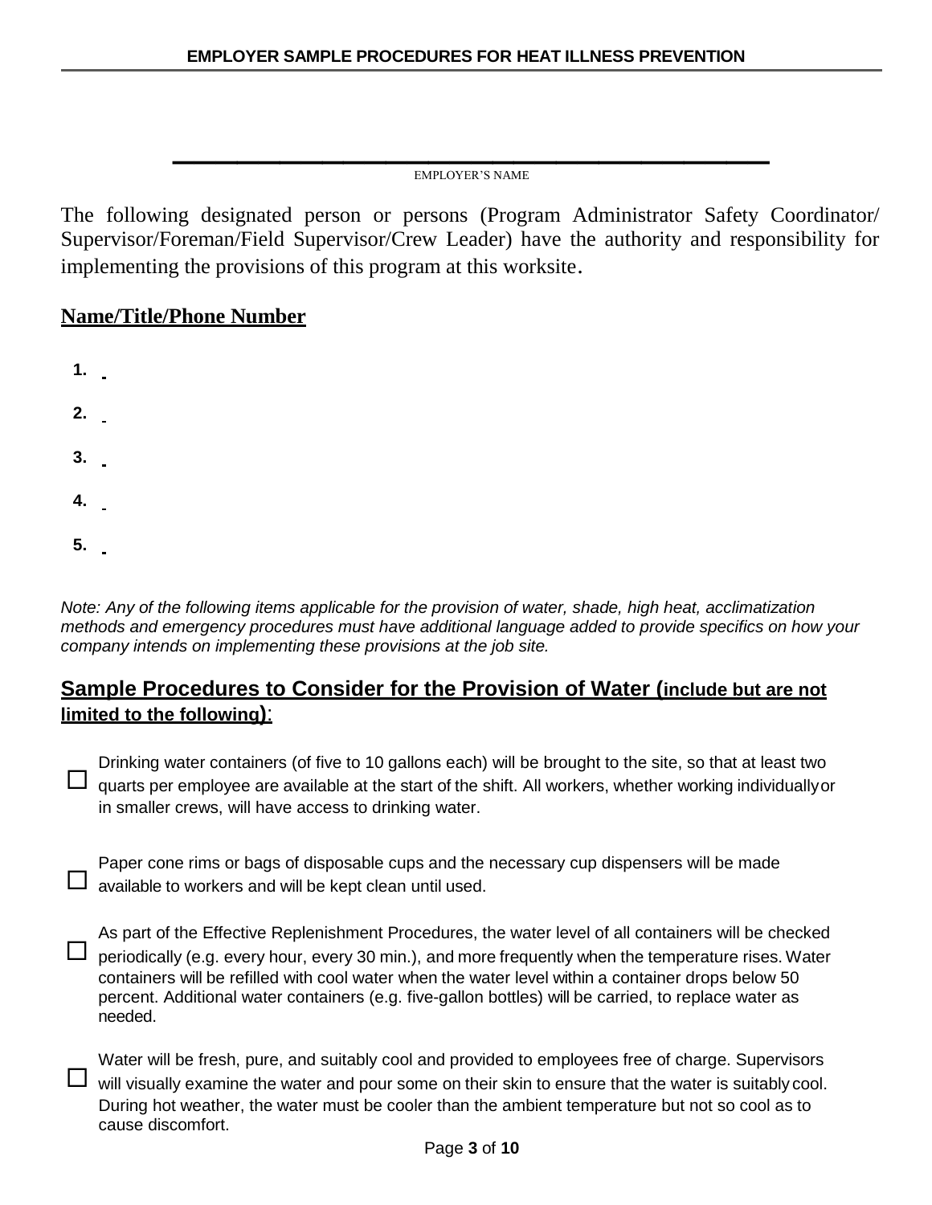_______________________________

EMPLOYER'S NAME

The following designated person or persons (Program Administrator Safety Coordinator/ Supervisor/Foreman/Field Supervisor/Crew Leader) have the authority and responsibility for implementing the provisions of this program at this worksite.

**Name/Title/Phone Number**

1. 
2. 
3. 
4. 
5. 

*Note: Any of the following items applicable for the provision of water, shade, high heat, acclimatization methods and emergency procedures must have additional language added to provide specifics on how your company intends on implementing these provisions at the job site.*

## Sample Procedures to Consider for the Provision of Water (include but are not limited to the following):

☐ Drinking water containers (of five to 10 gallons each) will be brought to the site, so that at least two quarts per employee are available at the start of the shift. All workers, whether working individually or in smaller crews, will have access to drinking water.

☐ Paper cone rims or bags of disposable cups and the necessary cup dispensers will be made available to workers and will be kept clean until used.

☐ As part of the Effective Replenishment Procedures, the water level of all containers will be checked periodically (e.g. every hour, every 30 min.), and more frequently when the temperature rises. Water containers will be refilled with cool water when the water level within a container drops below 50 percent. Additional water containers (e.g. five-gallon bottles) will be carried, to replace water as needed.

☐ Water will be fresh, pure, and suitably cool and provided to employees free of charge. Supervisors will visually examine the water and pour some on their skin to ensure that the water is suitably cool. During hot weather, the water must be cooler than the ambient temperature but not so cool as to cause discomfort.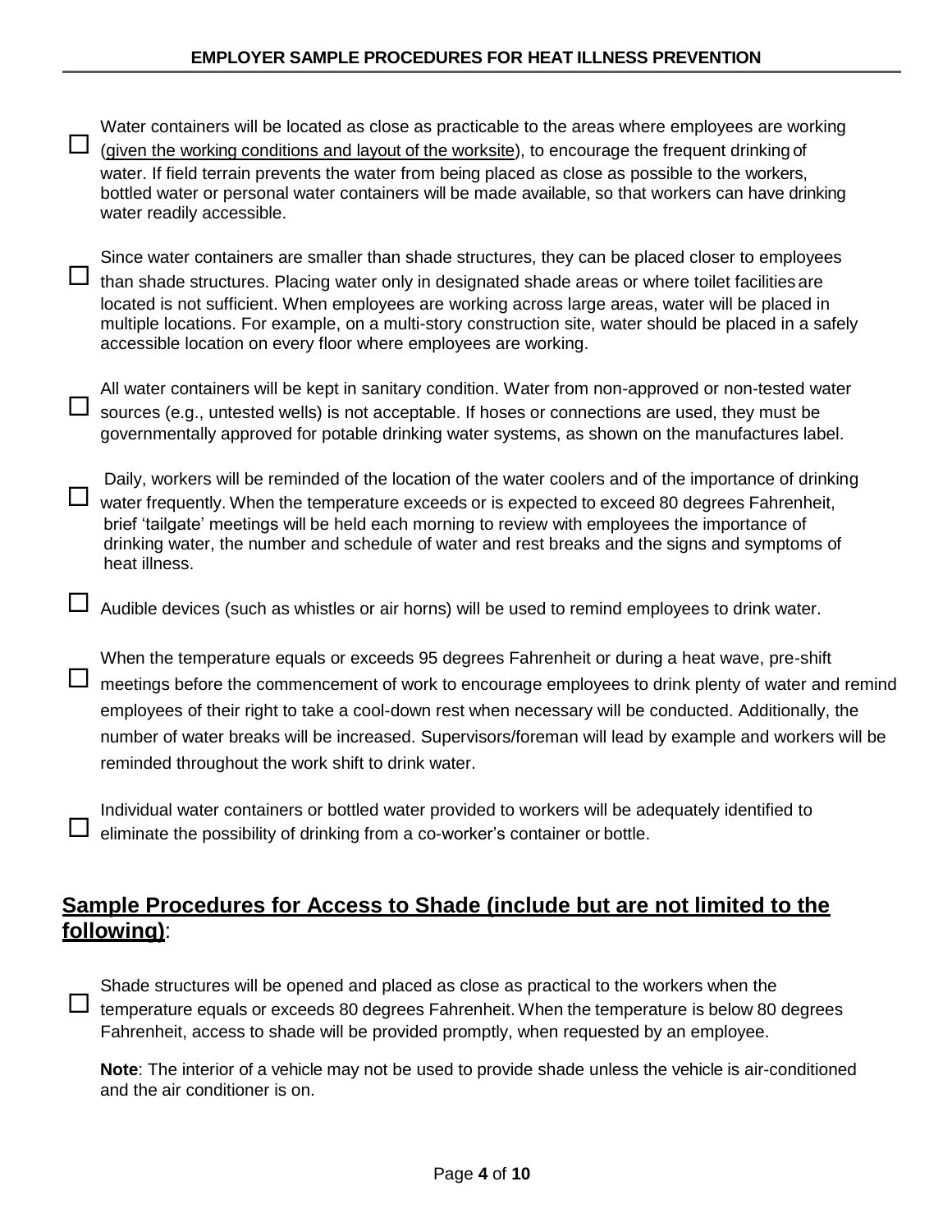- ☐ Water containers will be located as close as practicable to the areas where employees are working (<u>given the working conditions and layout of the worksite</u>), to encourage the frequent drinking of water. If field terrain prevents the water from being placed as close as possible to the workers, bottled water or personal water containers will be made available, so that workers can have drinking water readily accessible.

- ☐ Since water containers are smaller than shade structures, they can be placed closer to employees than shade structures. Placing water only in designated shade areas or where toilet facilities are located is not sufficient. When employees are working across large areas, water will be placed in multiple locations. For example, on a multi-story construction site, water should be placed in a safely accessible location on every floor where employees are working.

- ☐ All water containers will be kept in sanitary condition. Water from non-approved or non-tested water sources (e.g., untested wells) is not acceptable. If hoses or connections are used, they must be governmentally approved for potable drinking water systems, as shown on the manufactures label.

- ☐ Daily, workers will be reminded of the location of the water coolers and of the importance of drinking water frequently. When the temperature exceeds or is expected to exceed 80 degrees Fahrenheit, brief 'tailgate' meetings will be held each morning to review with employees the importance of drinking water, the number and schedule of water and rest breaks and the signs and symptoms of heat illness.

- ☐ Audible devices (such as whistles or air horns) will be used to remind employees to drink water.

- ☐ When the temperature equals or exceeds 95 degrees Fahrenheit or during a heat wave, pre-shift meetings before the commencement of work to encourage employees to drink plenty of water and remind employees of their right to take a cool-down rest when necessary will be conducted. Additionally, the number of water breaks will be increased. Supervisors/foreman will lead by example and workers will be reminded throughout the work shift to drink water.

- ☐ Individual water containers or bottled water provided to workers will be adequately identified to eliminate the possibility of drinking from a co-worker's container or bottle.

## <u>Sample Procedures for Access to Shade (include but are not limited to the following)</u>:

- ☐ Shade structures will be opened and placed as close as practical to the workers when the temperature equals or exceeds 80 degrees Fahrenheit. When the temperature is below 80 degrees Fahrenheit, access to shade will be provided promptly, when requested by an employee.

  **Note**: The interior of a vehicle may not be used to provide shade unless the vehicle is air-conditioned and the air conditioner is on.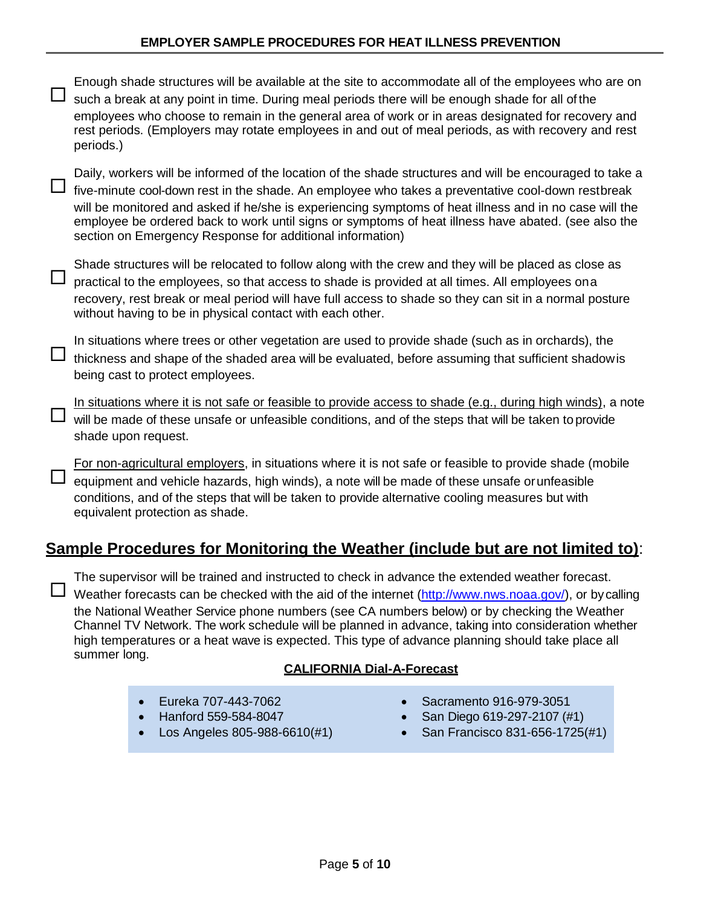- ☐ Enough shade structures will be available at the site to accommodate all of the employees who are on such a break at any point in time. During meal periods there will be enough shade for all of the employees who choose to remain in the general area of work or in areas designated for recovery and rest periods. (Employers may rotate employees in and out of meal periods, as with recovery and rest periods.)

- ☐ Daily, workers will be informed of the location of the shade structures and will be encouraged to take a five-minute cool-down rest in the shade. An employee who takes a preventative cool-down rest break will be monitored and asked if he/she is experiencing symptoms of heat illness and in no case will the employee be ordered back to work until signs or symptoms of heat illness have abated. (see also the section on Emergency Response for additional information)

- ☐ Shade structures will be relocated to follow along with the crew and they will be placed as close as practical to the employees, so that access to shade is provided at all times. All employees on a recovery, rest break or meal period will have full access to shade so they can sit in a normal posture without having to be in physical contact with each other.

- ☐ In situations where trees or other vegetation are used to provide shade (such as in orchards), the thickness and shape of the shaded area will be evaluated, before assuming that sufficient shadow is being cast to protect employees.

- ☐ <u>In situations where it is not safe or feasible to provide access to shade (e.g., during high winds)</u>, a note will be made of these unsafe or unfeasible conditions, and of the steps that will be taken to provide shade upon request.

- ☐ <u>For non-agricultural employers</u>, in situations where it is not safe or feasible to provide shade (mobile equipment and vehicle hazards, high winds), a note will be made of these unsafe or unfeasible conditions, and of the steps that will be taken to provide alternative cooling measures but with equivalent protection as shade.

## <u>Sample Procedures for Monitoring the Weather (include but are not limited to)</u>:

- ☐ The supervisor will be trained and instructed to check in advance the extended weather forecast. Weather forecasts can be checked with the aid of the internet (http://www.nws.noaa.gov/), or by calling the National Weather Service phone numbers (see CA numbers below) or by checking the Weather Channel TV Network. The work schedule will be planned in advance, taking into consideration whether high temperatures or a heat wave is expected. This type of advance planning should take place all summer long.

**<u>CALIFORNIA Dial-A-Forecast</u>**

- Eureka 707-443-7062
- Hanford 559-584-8047
- Los Angeles 805-988-6610(#1)
- Sacramento 916-979-3051
- San Diego 619-297-2107 (#1)
- San Francisco 831-656-1725(#1)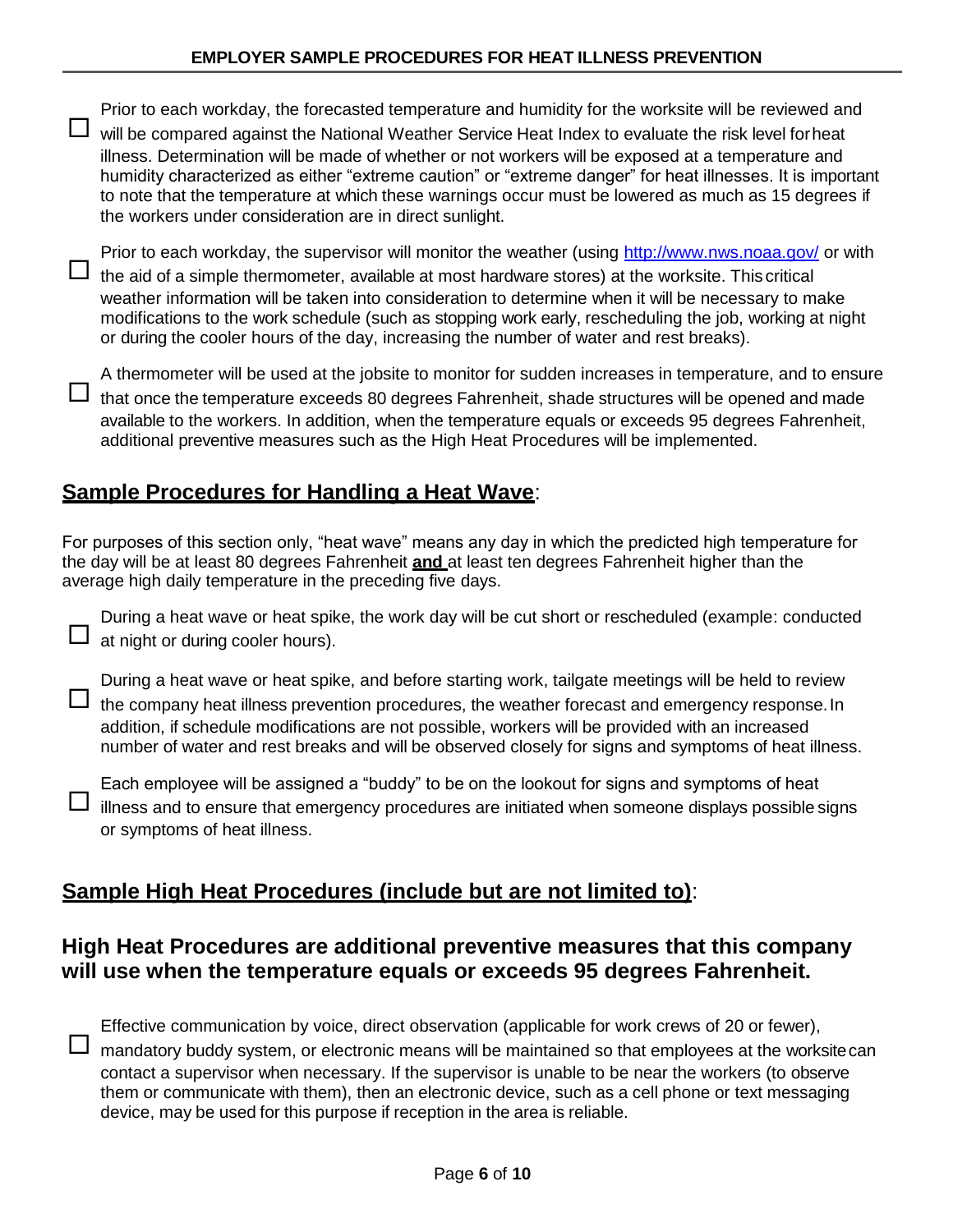- ☐ Prior to each workday, the forecasted temperature and humidity for the worksite will be reviewed and will be compared against the National Weather Service Heat Index to evaluate the risk level for heat illness. Determination will be made of whether or not workers will be exposed at a temperature and humidity characterized as either "extreme caution" or "extreme danger" for heat illnesses. It is important to note that the temperature at which these warnings occur must be lowered as much as 15 degrees if the workers under consideration are in direct sunlight.

- ☐ Prior to each workday, the supervisor will monitor the weather (using [http://www.nws.noaa.gov/](http://www.nws.noaa.gov/) or with the aid of a simple thermometer, available at most hardware stores) at the worksite. This critical weather information will be taken into consideration to determine when it will be necessary to make modifications to the work schedule (such as stopping work early, rescheduling the job, working at night or during the cooler hours of the day, increasing the number of water and rest breaks).

- ☐ A thermometer will be used at the jobsite to monitor for sudden increases in temperature, and to ensure that once the temperature exceeds 80 degrees Fahrenheit, shade structures will be opened and made available to the workers. In addition, when the temperature equals or exceeds 95 degrees Fahrenheit, additional preventive measures such as the High Heat Procedures will be implemented.

## <u>Sample Procedures for Handling a Heat Wave</u>:

For purposes of this section only, "heat wave" means any day in which the predicted high temperature for the day will be at least 80 degrees Fahrenheit **<u>and</u>** at least ten degrees Fahrenheit higher than the average high daily temperature in the preceding five days.

- ☐ During a heat wave or heat spike, the work day will be cut short or rescheduled (example: conducted at night or during cooler hours).

- ☐ During a heat wave or heat spike, and before starting work, tailgate meetings will be held to review the company heat illness prevention procedures, the weather forecast and emergency response. In addition, if schedule modifications are not possible, workers will be provided with an increased number of water and rest breaks and will be observed closely for signs and symptoms of heat illness.

- ☐ Each employee will be assigned a "buddy" to be on the lookout for signs and symptoms of heat illness and to ensure that emergency procedures are initiated when someone displays possible signs or symptoms of heat illness.

## <u>Sample High Heat Procedures (include but are not limited to)</u>:

### High Heat Procedures are additional preventive measures that this company will use when the temperature equals or exceeds 95 degrees Fahrenheit.

- ☐ Effective communication by voice, direct observation (applicable for work crews of 20 or fewer), mandatory buddy system, or electronic means will be maintained so that employees at the worksite can contact a supervisor when necessary. If the supervisor is unable to be near the workers (to observe them or communicate with them), then an electronic device, such as a cell phone or text messaging device, may be used for this purpose if reception in the area is reliable.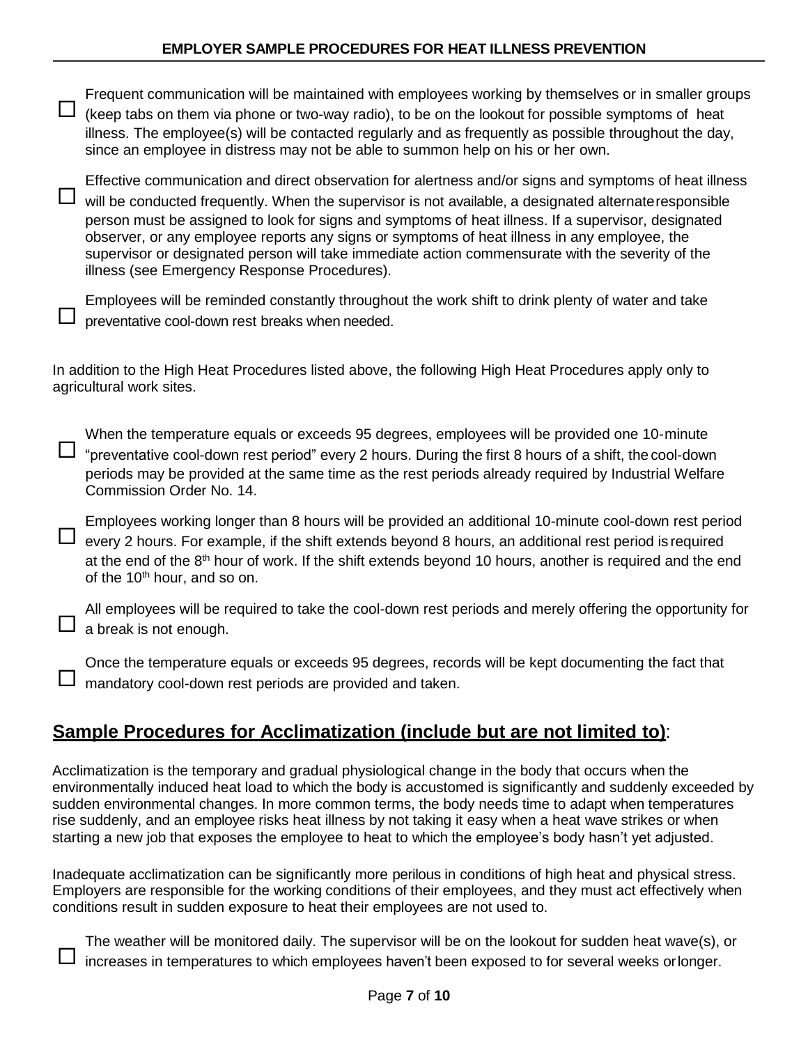- ☐ Frequent communication will be maintained with employees working by themselves or in smaller groups (keep tabs on them via phone or two-way radio), to be on the lookout for possible symptoms of heat illness. The employee(s) will be contacted regularly and as frequently as possible throughout the day, since an employee in distress may not be able to summon help on his or her own.
- ☐ Effective communication and direct observation for alertness and/or signs and symptoms of heat illness will be conducted frequently. When the supervisor is not available, a designated alternate responsible person must be assigned to look for signs and symptoms of heat illness. If a supervisor, designated observer, or any employee reports any signs or symptoms of heat illness in any employee, the supervisor or designated person will take immediate action commensurate with the severity of the illness (see Emergency Response Procedures).
- ☐ Employees will be reminded constantly throughout the work shift to drink plenty of water and take preventative cool-down rest breaks when needed.

In addition to the High Heat Procedures listed above, the following High Heat Procedures apply only to agricultural work sites.

- ☐ When the temperature equals or exceeds 95 degrees, employees will be provided one 10-minute "preventative cool-down rest period" every 2 hours. During the first 8 hours of a shift, the cool-down periods may be provided at the same time as the rest periods already required by Industrial Welfare Commission Order No. 14.
- ☐ Employees working longer than 8 hours will be provided an additional 10-minute cool-down rest period every 2 hours. For example, if the shift extends beyond 8 hours, an additional rest period is required at the end of the 8th hour of work. If the shift extends beyond 10 hours, another is required and the end of the 10th hour, and so on.
- ☐ All employees will be required to take the cool-down rest periods and merely offering the opportunity for a break is not enough.
- ☐ Once the temperature equals or exceeds 95 degrees, records will be kept documenting the fact that mandatory cool-down rest periods are provided and taken.

## Sample Procedures for Acclimatization (include but are not limited to):

Acclimatization is the temporary and gradual physiological change in the body that occurs when the environmentally induced heat load to which the body is accustomed is significantly and suddenly exceeded by sudden environmental changes. In more common terms, the body needs time to adapt when temperatures rise suddenly, and an employee risks heat illness by not taking it easy when a heat wave strikes or when starting a new job that exposes the employee to heat to which the employee's body hasn't yet adjusted.

Inadequate acclimatization can be significantly more perilous in conditions of high heat and physical stress. Employers are responsible for the working conditions of their employees, and they must act effectively when conditions result in sudden exposure to heat their employees are not used to.

- ☐ The weather will be monitored daily. The supervisor will be on the lookout for sudden heat wave(s), or increases in temperatures to which employees haven't been exposed to for several weeks or longer.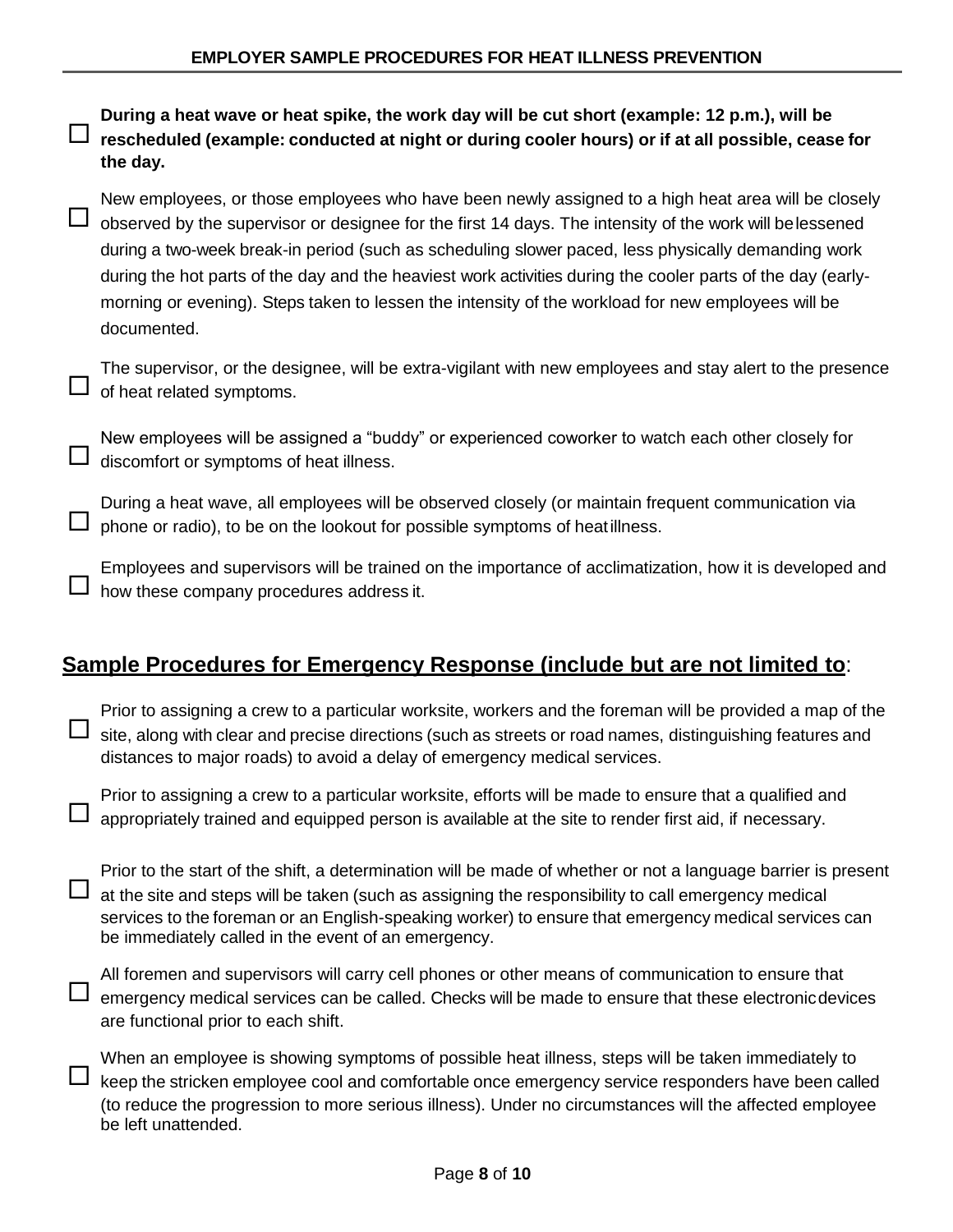- ☐ **During a heat wave or heat spike, the work day will be cut short (example: 12 p.m.), will be rescheduled (example: conducted at night or during cooler hours) or if at all possible, cease for the day.**

- ☐ New employees, or those employees who have been newly assigned to a high heat area will be closely observed by the supervisor or designee for the first 14 days. The intensity of the work will be lessened during a two-week break-in period (such as scheduling slower paced, less physically demanding work during the hot parts of the day and the heaviest work activities during the cooler parts of the day (early-morning or evening). Steps taken to lessen the intensity of the workload for new employees will be documented.

- ☐ The supervisor, or the designee, will be extra-vigilant with new employees and stay alert to the presence of heat related symptoms.

- ☐ New employees will be assigned a "buddy" or experienced coworker to watch each other closely for discomfort or symptoms of heat illness.

- ☐ During a heat wave, all employees will be observed closely (or maintain frequent communication via phone or radio), to be on the lookout for possible symptoms of heat illness.

- ☐ Employees and supervisors will be trained on the importance of acclimatization, how it is developed and how these company procedures address it.

## <u>Sample Procedures for Emergency Response (include but are not limited to</u>:

- ☐ Prior to assigning a crew to a particular worksite, workers and the foreman will be provided a map of the site, along with clear and precise directions (such as streets or road names, distinguishing features and distances to major roads) to avoid a delay of emergency medical services.

- ☐ Prior to assigning a crew to a particular worksite, efforts will be made to ensure that a qualified and appropriately trained and equipped person is available at the site to render first aid, if necessary.

- ☐ Prior to the start of the shift, a determination will be made of whether or not a language barrier is present at the site and steps will be taken (such as assigning the responsibility to call emergency medical services to the foreman or an English-speaking worker) to ensure that emergency medical services can be immediately called in the event of an emergency.

- ☐ All foremen and supervisors will carry cell phones or other means of communication to ensure that emergency medical services can be called. Checks will be made to ensure that these electronic devices are functional prior to each shift.

- ☐ When an employee is showing symptoms of possible heat illness, steps will be taken immediately to keep the stricken employee cool and comfortable once emergency service responders have been called (to reduce the progression to more serious illness). Under no circumstances will the affected employee be left unattended.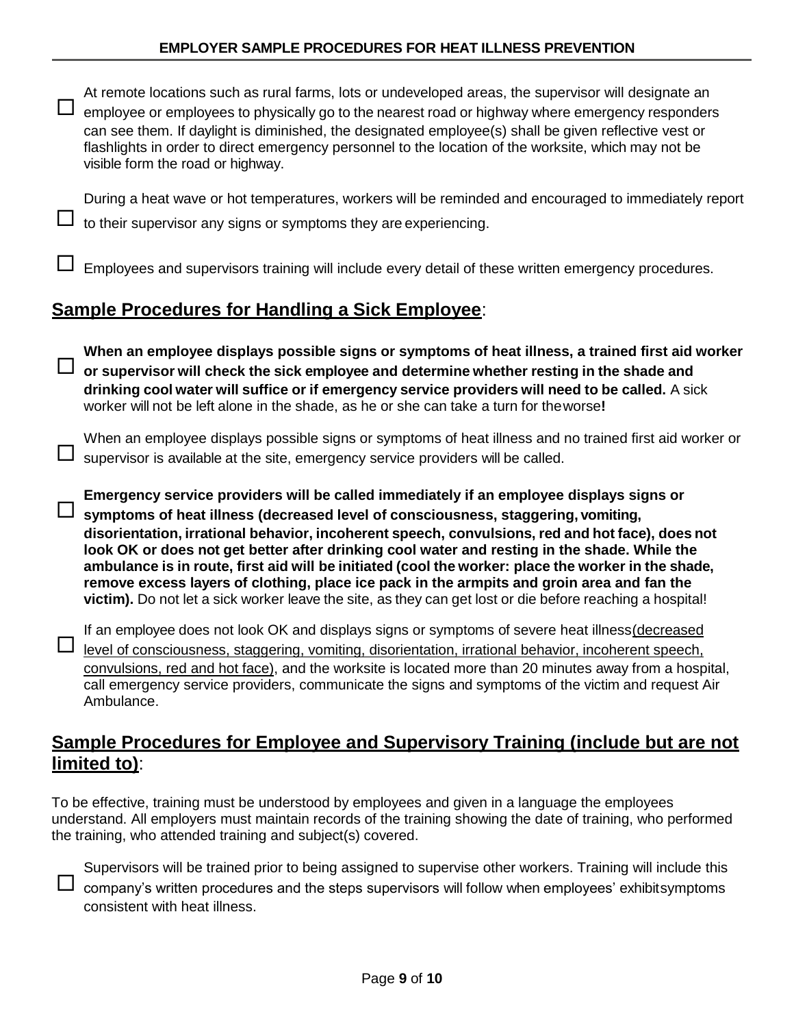- ☐ At remote locations such as rural farms, lots or undeveloped areas, the supervisor will designate an employee or employees to physically go to the nearest road or highway where emergency responders can see them. If daylight is diminished, the designated employee(s) shall be given reflective vest or flashlights in order to direct emergency personnel to the location of the worksite, which may not be visible form the road or highway.

- ☐ During a heat wave or hot temperatures, workers will be reminded and encouraged to immediately report to their supervisor any signs or symptoms they are experiencing.

- ☐ Employees and supervisors training will include every detail of these written emergency procedures.

## <u>Sample Procedures for Handling a Sick Employee</u>:

- ☐ **When an employee displays possible signs or symptoms of heat illness, a trained first aid worker or supervisor will check the sick employee and determine whether resting in the shade and drinking cool water will suffice or if emergency service providers will need to be called.** A sick worker will not be left alone in the shade, as he or she can take a turn for the worse**!**

- ☐ When an employee displays possible signs or symptoms of heat illness and no trained first aid worker or supervisor is available at the site, emergency service providers will be called.

- ☐ **Emergency service providers will be called immediately if an employee displays signs or symptoms of heat illness (decreased level of consciousness, staggering, vomiting, disorientation, irrational behavior, incoherent speech, convulsions, red and hot face), does not look OK or does not get better after drinking cool water and resting in the shade. While the ambulance is in route, first aid will be initiated (cool the worker: place the worker in the shade, remove excess layers of clothing, place ice pack in the armpits and groin area and fan the victim).** Do not let a sick worker leave the site, as they can get lost or die before reaching a hospital!

- ☐ If an employee does not look OK and displays signs or symptoms of severe heat illness<u>(decreased level of consciousness, staggering, vomiting, disorientation, irrational behavior, incoherent speech, convulsions, red and hot face)</u>, and the worksite is located more than 20 minutes away from a hospital, call emergency service providers, communicate the signs and symptoms of the victim and request Air Ambulance.

## <u>Sample Procedures for Employee and Supervisory Training (include but are not limited to)</u>:

To be effective, training must be understood by employees and given in a language the employees understand. All employers must maintain records of the training showing the date of training, who performed the training, who attended training and subject(s) covered.

- ☐ Supervisors will be trained prior to being assigned to supervise other workers. Training will include this company's written procedures and the steps supervisors will follow when employees' exhibit symptoms consistent with heat illness.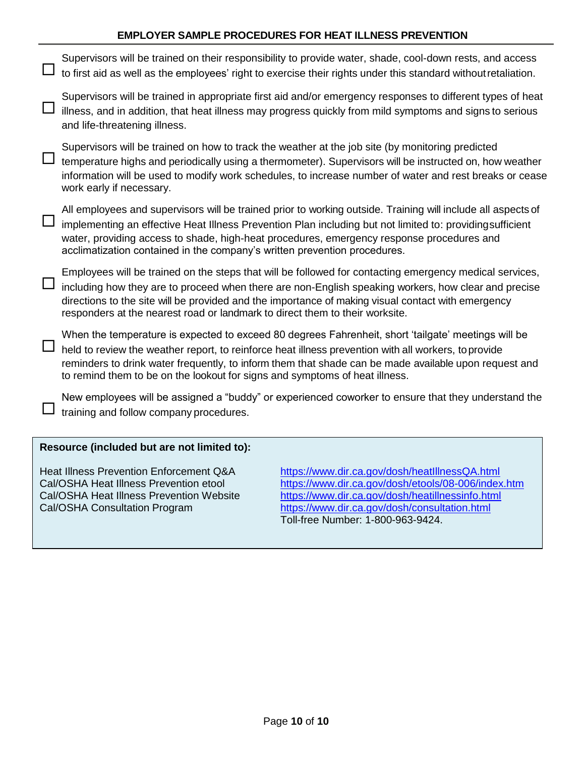- ☐ Supervisors will be trained on their responsibility to provide water, shade, cool-down rests, and access to first aid as well as the employees' right to exercise their rights under this standard without retaliation.
- ☐ Supervisors will be trained in appropriate first aid and/or emergency responses to different types of heat illness, and in addition, that heat illness may progress quickly from mild symptoms and signs to serious and life-threatening illness.
- ☐ Supervisors will be trained on how to track the weather at the job site (by monitoring predicted temperature highs and periodically using a thermometer). Supervisors will be instructed on, how weather information will be used to modify work schedules, to increase number of water and rest breaks or cease work early if necessary.
- ☐ All employees and supervisors will be trained prior to working outside. Training will include all aspects of implementing an effective Heat Illness Prevention Plan including but not limited to: providing sufficient water, providing access to shade, high-heat procedures, emergency response procedures and acclimatization contained in the company's written prevention procedures.
- ☐ Employees will be trained on the steps that will be followed for contacting emergency medical services, including how they are to proceed when there are non-English speaking workers, how clear and precise directions to the site will be provided and the importance of making visual contact with emergency responders at the nearest road or landmark to direct them to their worksite.
- ☐ When the temperature is expected to exceed 80 degrees Fahrenheit, short 'tailgate' meetings will be held to review the weather report, to reinforce heat illness prevention with all workers, to provide reminders to drink water frequently, to inform them that shade can be made available upon request and to remind them to be on the lookout for signs and symptoms of heat illness.
- ☐ New employees will be assigned a "buddy" or experienced coworker to ensure that they understand the training and follow company procedures.

**Resource (included but are not limited to):**

| | |
|---|---|
| Heat Illness Prevention Enforcement Q&A | https://www.dir.ca.gov/dosh/heatIllnessQA.html |
| Cal/OSHA Heat Illness Prevention etool | https://www.dir.ca.gov/dosh/etools/08-006/index.htm |
| Cal/OSHA Heat Illness Prevention Website | https://www.dir.ca.gov/dosh/heatillnessinfo.html |
| Cal/OSHA Consultation Program | https://www.dir.ca.gov/dosh/consultation.html<br>Toll-free Number: 1-800-963-9424. |